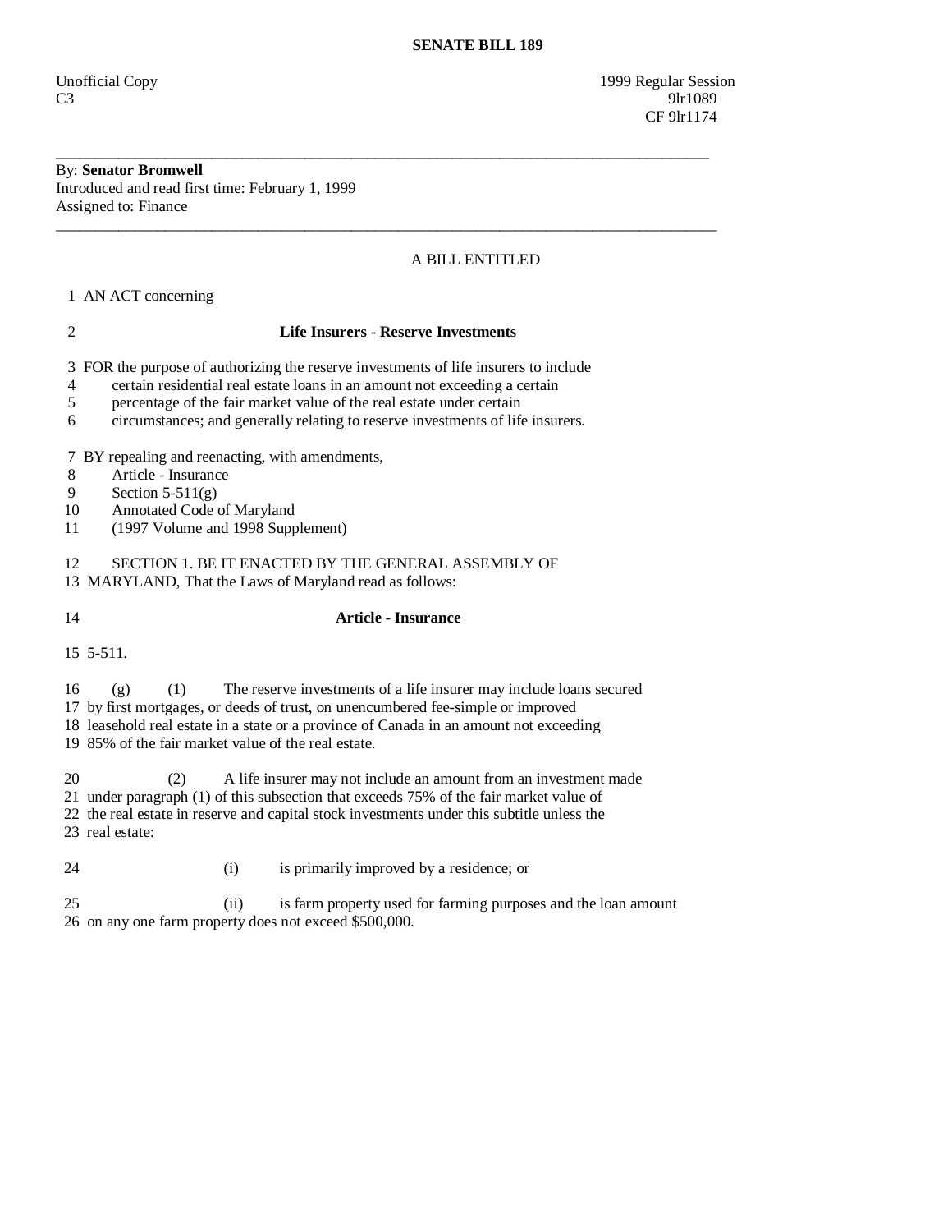**SENATE BILL 189**

Unofficial Copy 1999 Regular Session
C3 9lr1089
CF 9lr1174

---

By: **Senator Bromwell**
Introduced and read first time: February 1, 1999
Assigned to: Finance

---

A BILL ENTITLED

1 AN ACT concerning

2 **Life Insurers - Reserve Investments**

3 FOR the purpose of authorizing the reserve investments of life insurers to include
4 certain residential real estate loans in an amount not exceeding a certain
5 percentage of the fair market value of the real estate under certain
6 circumstances; and generally relating to reserve investments of life insurers.

7 BY repealing and reenacting, with amendments,
8 Article - Insurance
9 Section 5-511(g)
10 Annotated Code of Maryland
11 (1997 Volume and 1998 Supplement)

12 SECTION 1. BE IT ENACTED BY THE GENERAL ASSEMBLY OF
13 MARYLAND, That the Laws of Maryland read as follows:

14 **Article - Insurance**

15 5-511.

16 (g) (1) The reserve investments of a life insurer may include loans secured
17 by first mortgages, or deeds of trust, on unencumbered fee-simple or improved
18 leasehold real estate in a state or a province of Canada in an amount not exceeding
19 85% of the fair market value of the real estate.

20 (2) A life insurer may not include an amount from an investment made
21 under paragraph (1) of this subsection that exceeds 75% of the fair market value of
22 the real estate in reserve and capital stock investments under this subtitle unless the
23 real estate:

24 (i) is primarily improved by a residence; or

25 (ii) is farm property used for farming purposes and the loan amount
26 on any one farm property does not exceed $500,000.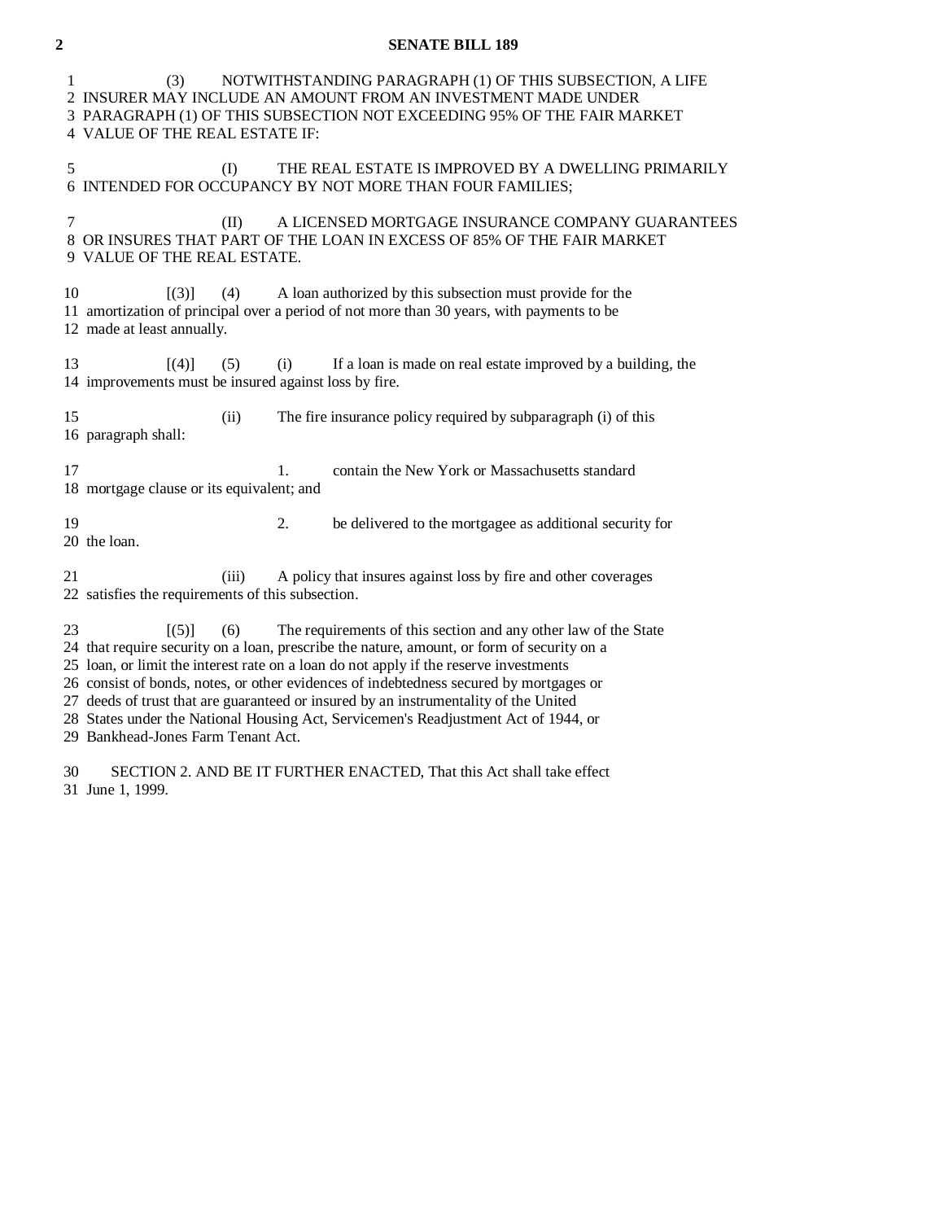(3) NOTWITHSTANDING PARAGRAPH (1) OF THIS SUBSECTION, A LIFE INSURER MAY INCLUDE AN AMOUNT FROM AN INVESTMENT MADE UNDER PARAGRAPH (1) OF THIS SUBSECTION NOT EXCEEDING 95% OF THE FAIR MARKET VALUE OF THE REAL ESTATE IF:

(I) THE REAL ESTATE IS IMPROVED BY A DWELLING PRIMARILY INTENDED FOR OCCUPANCY BY NOT MORE THAN FOUR FAMILIES;

(II) A LICENSED MORTGAGE INSURANCE COMPANY GUARANTEES OR INSURES THAT PART OF THE LOAN IN EXCESS OF 85% OF THE FAIR MARKET VALUE OF THE REAL ESTATE.

[(3)] (4) A loan authorized by this subsection must provide for the amortization of principal over a period of not more than 30 years, with payments to be made at least annually.

[(4)] (5) (i) If a loan is made on real estate improved by a building, the improvements must be insured against loss by fire.

(ii) The fire insurance policy required by subparagraph (i) of this paragraph shall:

1. contain the New York or Massachusetts standard mortgage clause or its equivalent; and

2. be delivered to the mortgagee as additional security for the loan.

(iii) A policy that insures against loss by fire and other coverages satisfies the requirements of this subsection.

[(5)] (6) The requirements of this section and any other law of the State that require security on a loan, prescribe the nature, amount, or form of security on a loan, or limit the interest rate on a loan do not apply if the reserve investments consist of bonds, notes, or other evidences of indebtedness secured by mortgages or deeds of trust that are guaranteed or insured by an instrumentality of the United States under the National Housing Act, Servicemen's Readjustment Act of 1944, or Bankhead-Jones Farm Tenant Act.

SECTION 2. AND BE IT FURTHER ENACTED, That this Act shall take effect June 1, 1999.